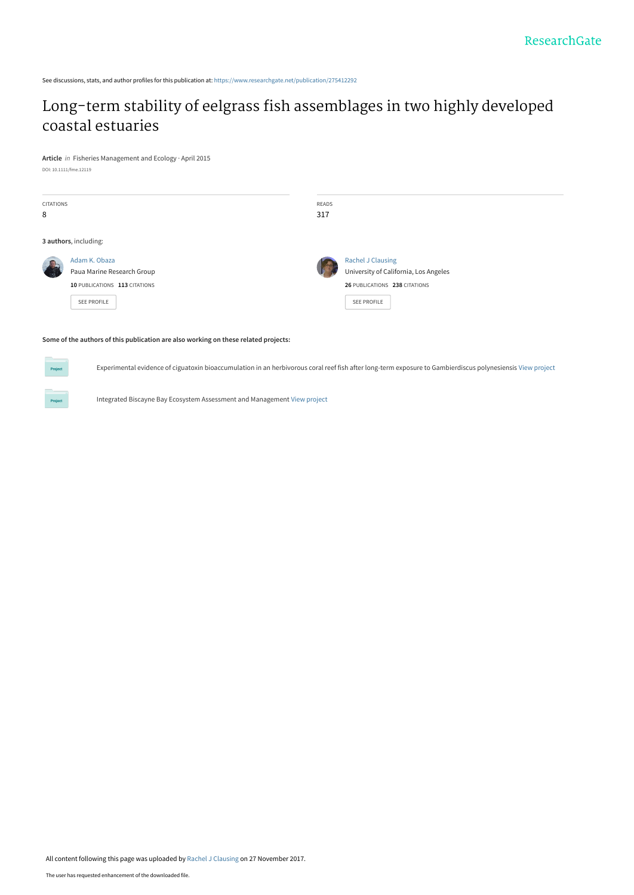ResearchGate

See discussions, stats, and author profiles for this publication at: https://www.researchgate.net/publication/275412292

# Long-term stability of eelgrass fish assemblages in two highly developed coastal estuaries

**Article** *in* Fisheries Management and Ecology · April 2015

DOI: 10.1111/fme.12119

| CITATIONS | READS |
| --- | --- |
| 8 | 317 |

**3 authors**, including:

Adam K. Obaza
Paua Marine Research Group
**10** PUBLICATIONS **113** CITATIONS
SEE PROFILE

Rachel J Clausing
University of California, Los Angeles
**26** PUBLICATIONS **238** CITATIONS
SEE PROFILE

**Some of the authors of this publication are also working on these related projects:**

Project: Experimental evidence of ciguatoxin bioaccumulation in an herbivorous coral reef fish after long-term exposure to Gambierdiscus polynesiensis View project

Project: Integrated Biscayne Bay Ecosystem Assessment and Management View project

All content following this page was uploaded by Rachel J Clausing on 27 November 2017.

The user has requested enhancement of the downloaded file.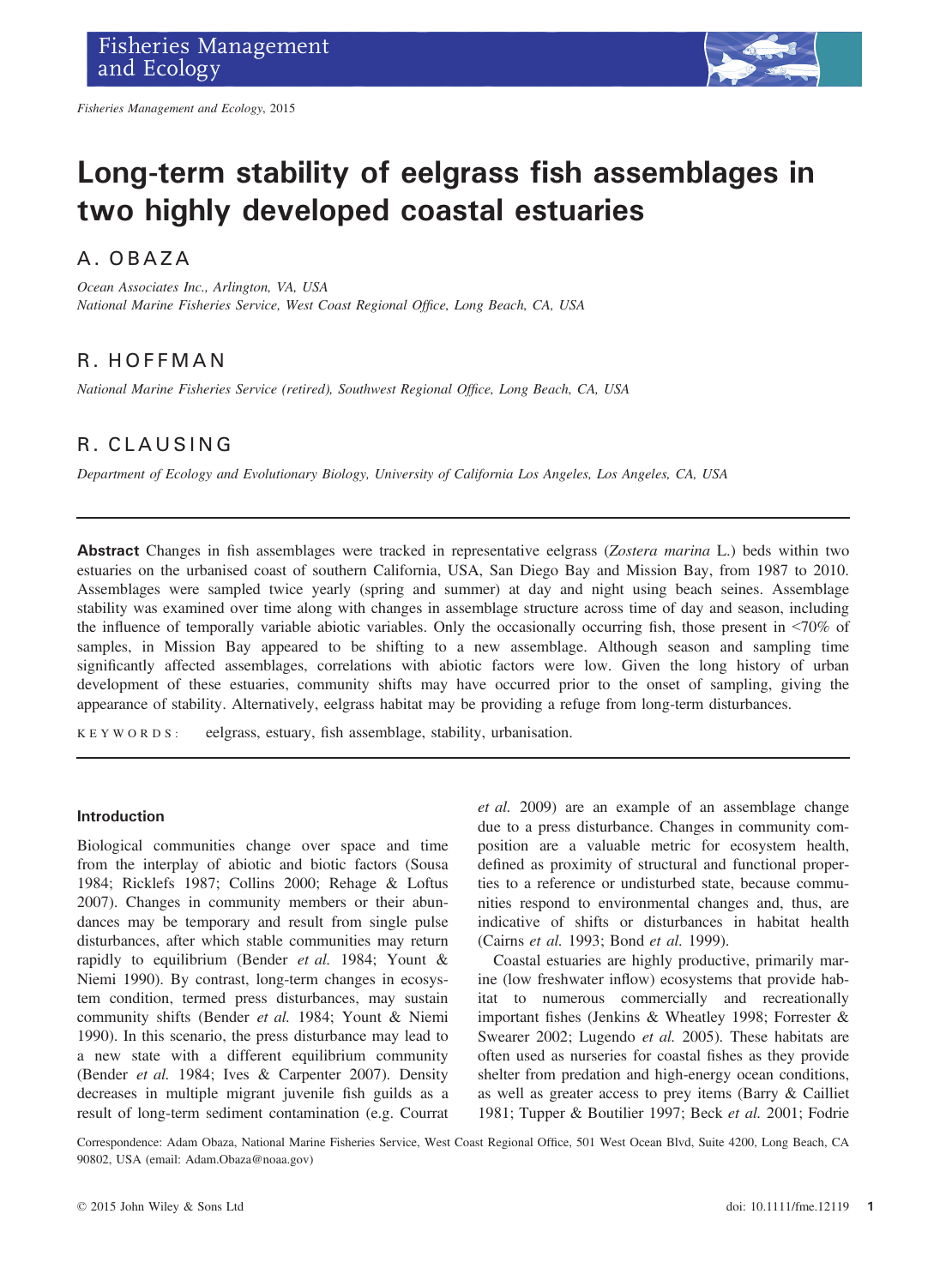# Long-term stability of eelgrass fish assemblages in two highly developed coastal estuaries

## A. OBAZA

*Ocean Associates Inc., Arlington, VA, USA*
*National Marine Fisheries Service, West Coast Regional Office, Long Beach, CA, USA*

## R. HOFFMAN

*National Marine Fisheries Service (retired), Southwest Regional Office, Long Beach, CA, USA*

## R. CLAUSING

*Department of Ecology and Evolutionary Biology, University of California Los Angeles, Los Angeles, CA, USA*

---

**Abstract** Changes in fish assemblages were tracked in representative eelgrass (*Zostera marina* L.) beds within two estuaries on the urbanised coast of southern California, USA, San Diego Bay and Mission Bay, from 1987 to 2010. Assemblages were sampled twice yearly (spring and summer) at day and night using beach seines. Assemblage stability was examined over time along with changes in assemblage structure across time of day and season, including the influence of temporally variable abiotic variables. Only the occasionally occurring fish, those present in <70% of samples, in Mission Bay appeared to be shifting to a new assemblage. Although season and sampling time significantly affected assemblages, correlations with abiotic factors were low. Given the long history of urban development of these estuaries, community shifts may have occurred prior to the onset of sampling, giving the appearance of stability. Alternatively, eelgrass habitat may be providing a refuge from long-term disturbances.

KEYWORDS: eelgrass, estuary, fish assemblage, stability, urbanisation.

---

### Introduction

Biological communities change over space and time from the interplay of abiotic and biotic factors (Sousa 1984; Ricklefs 1987; Collins 2000; Rehage & Loftus 2007). Changes in community members or their abundances may be temporary and result from single pulse disturbances, after which stable communities may return rapidly to equilibrium (Bender *et al.* 1984; Yount & Niemi 1990). By contrast, long-term changes in ecosystem condition, termed press disturbances, may sustain community shifts (Bender *et al.* 1984; Yount & Niemi 1990). In this scenario, the press disturbance may lead to a new state with a different equilibrium community (Bender *et al.* 1984; Ives & Carpenter 2007). Density decreases in multiple migrant juvenile fish guilds as a result of long-term sediment contamination (e.g. Courrat *et al.* 2009) are an example of an assemblage change due to a press disturbance. Changes in community composition are a valuable metric for ecosystem health, defined as proximity of structural and functional properties to a reference or undisturbed state, because communities respond to environmental changes and, thus, are indicative of shifts or disturbances in habitat health (Cairns *et al.* 1993; Bond *et al.* 1999).

Coastal estuaries are highly productive, primarily marine (low freshwater inflow) ecosystems that provide habitat to numerous commercially and recreationally important fishes (Jenkins & Wheatley 1998; Forrester & Swearer 2002; Lugendo *et al.* 2005). These habitats are often used as nurseries for coastal fishes as they provide shelter from predation and high-energy ocean conditions, as well as greater access to prey items (Barry & Cailliet 1981; Tupper & Boutilier 1997; Beck *et al.* 2001; Fodrie

Correspondence: Adam Obaza, National Marine Fisheries Service, West Coast Regional Office, 501 West Ocean Blvd, Suite 4200, Long Beach, CA 90802, USA (email: Adam.Obaza@noaa.gov)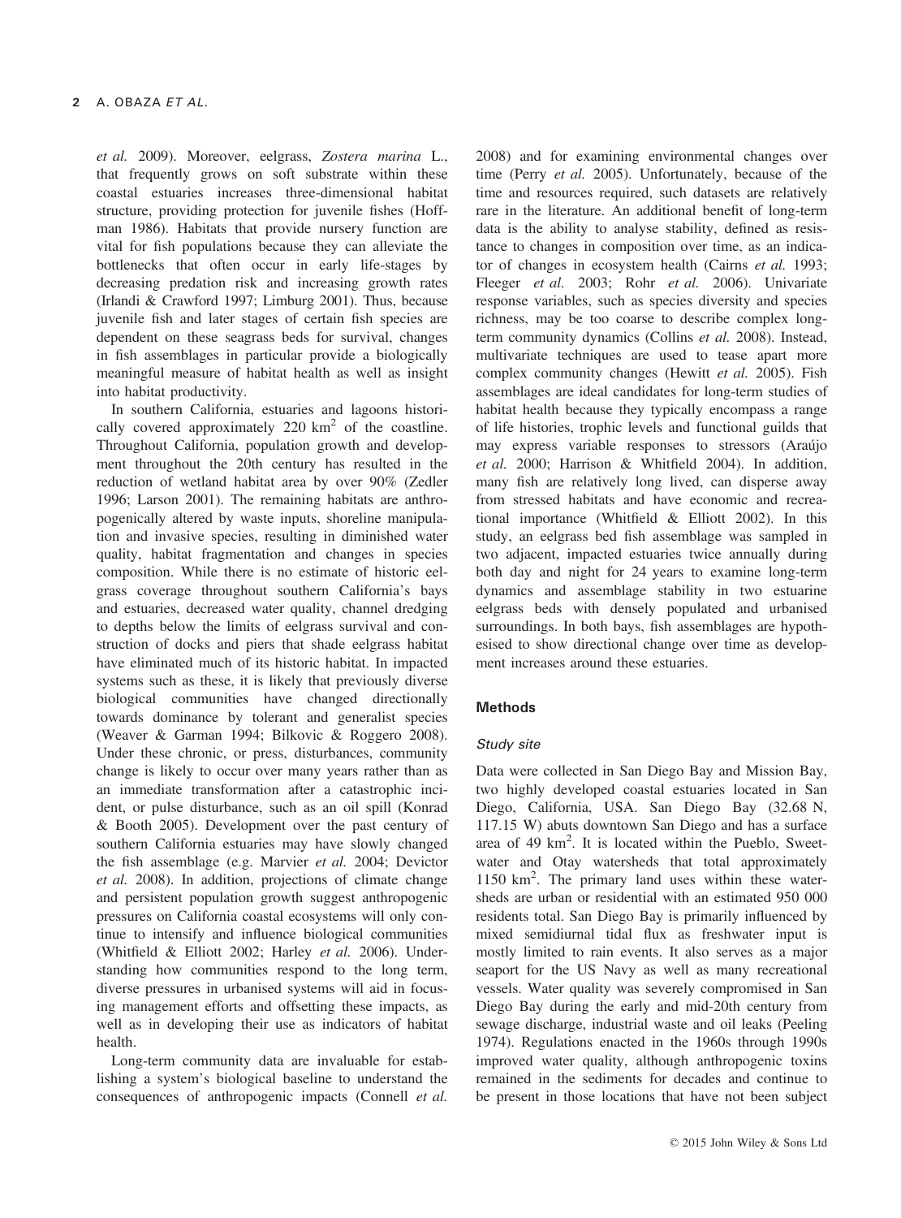et al. 2009). Moreover, eelgrass, *Zostera marina* L., that frequently grows on soft substrate within these coastal estuaries increases three-dimensional habitat structure, providing protection for juvenile fishes (Hoffman 1986). Habitats that provide nursery function are vital for fish populations because they can alleviate the bottlenecks that often occur in early life-stages by decreasing predation risk and increasing growth rates (Irlandi & Crawford 1997; Limburg 2001). Thus, because juvenile fish and later stages of certain fish species are dependent on these seagrass beds for survival, changes in fish assemblages in particular provide a biologically meaningful measure of habitat health as well as insight into habitat productivity.

In southern California, estuaries and lagoons historically covered approximately 220 km$^2$ of the coastline. Throughout California, population growth and development throughout the 20th century has resulted in the reduction of wetland habitat area by over 90% (Zedler 1996; Larson 2001). The remaining habitats are anthropogenically altered by waste inputs, shoreline manipulation and invasive species, resulting in diminished water quality, habitat fragmentation and changes in species composition. While there is no estimate of historic eelgrass coverage throughout southern California's bays and estuaries, decreased water quality, channel dredging to depths below the limits of eelgrass survival and construction of docks and piers that shade eelgrass habitat have eliminated much of its historic habitat. In impacted systems such as these, it is likely that previously diverse biological communities have changed directionally towards dominance by tolerant and generalist species (Weaver & Garman 1994; Bilkovic & Roggero 2008). Under these chronic, or press, disturbances, community change is likely to occur over many years rather than as an immediate transformation after a catastrophic incident, or pulse disturbance, such as an oil spill (Konrad & Booth 2005). Development over the past century of southern California estuaries may have slowly changed the fish assemblage (e.g. Marvier *et al.* 2004; Devictor *et al.* 2008). In addition, projections of climate change and persistent population growth suggest anthropogenic pressures on California coastal ecosystems will only continue to intensify and influence biological communities (Whitfield & Elliott 2002; Harley *et al.* 2006). Understanding how communities respond to the long term, diverse pressures in urbanised systems will aid in focusing management efforts and offsetting these impacts, as well as in developing their use as indicators of habitat health.

Long-term community data are invaluable for establishing a system's biological baseline to understand the consequences of anthropogenic impacts (Connell *et al.* 2008) and for examining environmental changes over time (Perry *et al.* 2005). Unfortunately, because of the time and resources required, such datasets are relatively rare in the literature. An additional benefit of long-term data is the ability to analyse stability, defined as resistance to changes in composition over time, as an indicator of changes in ecosystem health (Cairns *et al.* 1993; Fleeger *et al.* 2003; Rohr *et al.* 2006). Univariate response variables, such as species diversity and species richness, may be too coarse to describe complex long-term community dynamics (Collins *et al.* 2008). Instead, multivariate techniques are used to tease apart more complex community changes (Hewitt *et al.* 2005). Fish assemblages are ideal candidates for long-term studies of habitat health because they typically encompass a range of life histories, trophic levels and functional guilds that may express variable responses to stressors (Araújo *et al.* 2000; Harrison & Whitfield 2004). In addition, many fish are relatively long lived, can disperse away from stressed habitats and have economic and recreational importance (Whitfield & Elliott 2002). In this study, an eelgrass bed fish assemblage was sampled in two adjacent, impacted estuaries twice annually during both day and night for 24 years to examine long-term dynamics and assemblage stability in two estuarine eelgrass beds with densely populated and urbanised surroundings. In both bays, fish assemblages are hypothesised to show directional change over time as development increases around these estuaries.

## Methods

### Study site

Data were collected in San Diego Bay and Mission Bay, two highly developed coastal estuaries located in San Diego, California, USA. San Diego Bay (32.68 N, 117.15 W) abuts downtown San Diego and has a surface area of 49 km$^2$. It is located within the Pueblo, Sweetwater and Otay watersheds that total approximately 1150 km$^2$. The primary land uses within these watersheds are urban or residential with an estimated 950 000 residents total. San Diego Bay is primarily influenced by mixed semidiurnal tidal flux as freshwater input is mostly limited to rain events. It also serves as a major seaport for the US Navy as well as many recreational vessels. Water quality was severely compromised in San Diego Bay during the early and mid-20th century from sewage discharge, industrial waste and oil leaks (Peeling 1974). Regulations enacted in the 1960s through 1990s improved water quality, although anthropogenic toxins remained in the sediments for decades and continue to be present in those locations that have not been subject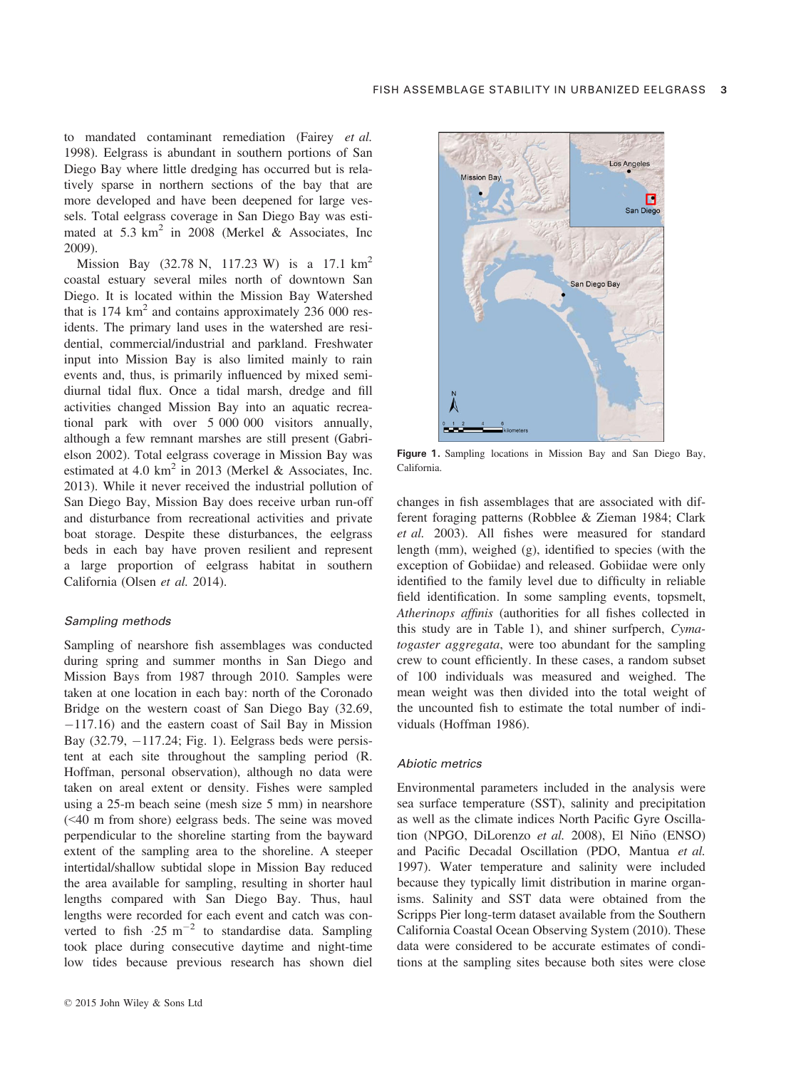to mandated contaminant remediation (Fairey *et al.* 1998). Eelgrass is abundant in southern portions of San Diego Bay where little dredging has occurred but is relatively sparse in northern sections of the bay that are more developed and have been deepened for large vessels. Total eelgrass coverage in San Diego Bay was estimated at 5.3 $km^2$ in 2008 (Merkel & Associates, Inc 2009).

Mission Bay (32.78 N, 117.23 W) is a 17.1 $km^2$ coastal estuary several miles north of downtown San Diego. It is located within the Mission Bay Watershed that is 174 $km^2$ and contains approximately 236 000 residents. The primary land uses in the watershed are residential, commercial/industrial and parkland. Freshwater input into Mission Bay is also limited mainly to rain events and, thus, is primarily influenced by mixed semi-diurnal tidal flux. Once a tidal marsh, dredge and fill activities changed Mission Bay into an aquatic recreational park with over 5 000 000 visitors annually, although a few remnant marshes are still present (Gabrielson 2002). Total eelgrass coverage in Mission Bay was estimated at 4.0 $km^2$ in 2013 (Merkel & Associates, Inc. 2013). While it never received the industrial pollution of San Diego Bay, Mission Bay does receive urban run-off and disturbance from recreational activities and private boat storage. Despite these disturbances, the eelgrass beds in each bay have proven resilient and represent a large proportion of eelgrass habitat in southern California (Olsen *et al.* 2014).

### Sampling methods

Sampling of nearshore fish assemblages was conducted during spring and summer months in San Diego and Mission Bays from 1987 through 2010. Samples were taken at one location in each bay: north of the Coronado Bridge on the western coast of San Diego Bay (32.69, −117.16) and the eastern coast of Sail Bay in Mission Bay (32.79, −117.24; Fig. 1). Eelgrass beds were persistent at each site throughout the sampling period (R. Hoffman, personal observation), although no data were taken on areal extent or density. Fishes were sampled using a 25-m beach seine (mesh size 5 mm) in nearshore (<40 m from shore) eelgrass beds. The seine was moved perpendicular to the shoreline starting from the bayward extent of the sampling area to the shoreline. A steeper intertidal/shallow subtidal slope in Mission Bay reduced the area available for sampling, resulting in shorter haul lengths compared with San Diego Bay. Thus, haul lengths were recorded for each event and catch was converted to fish $\cdot 25\ m^{-2}$ to standardise data. Sampling took place during consecutive daytime and night-time low tides because previous research has shown diel changes in fish assemblages that are associated with different foraging patterns (Robblee & Zieman 1984; Clark *et al.* 2003). All fishes were measured for standard length (mm), weighed (g), identified to species (with the exception of Gobiidae) and released. Gobiidae were only identified to the family level due to difficulty in reliable field identification. In some sampling events, topsmelt, *Atherinops affinis* (authorities for all fishes collected in this study are in Table 1), and shiner surfperch, *Cymatogaster aggregata*, were too abundant for the sampling crew to count efficiently. In these cases, a random subset of 100 individuals was measured and weighed. The mean weight was then divided into the total weight of the uncounted fish to estimate the total number of individuals (Hoffman 1986).

Figure 1. Sampling locations in Mission Bay and San Diego Bay, California.

### Abiotic metrics

Environmental parameters included in the analysis were sea surface temperature (SST), salinity and precipitation as well as the climate indices North Pacific Gyre Oscillation (NPGO, DiLorenzo *et al.* 2008), El Niño (ENSO) and Pacific Decadal Oscillation (PDO, Mantua *et al.* 1997). Water temperature and salinity were included because they typically limit distribution in marine organisms. Salinity and SST data were obtained from the Scripps Pier long-term dataset available from the Southern California Coastal Ocean Observing System (2010). These data were considered to be accurate estimates of conditions at the sampling sites because both sites were close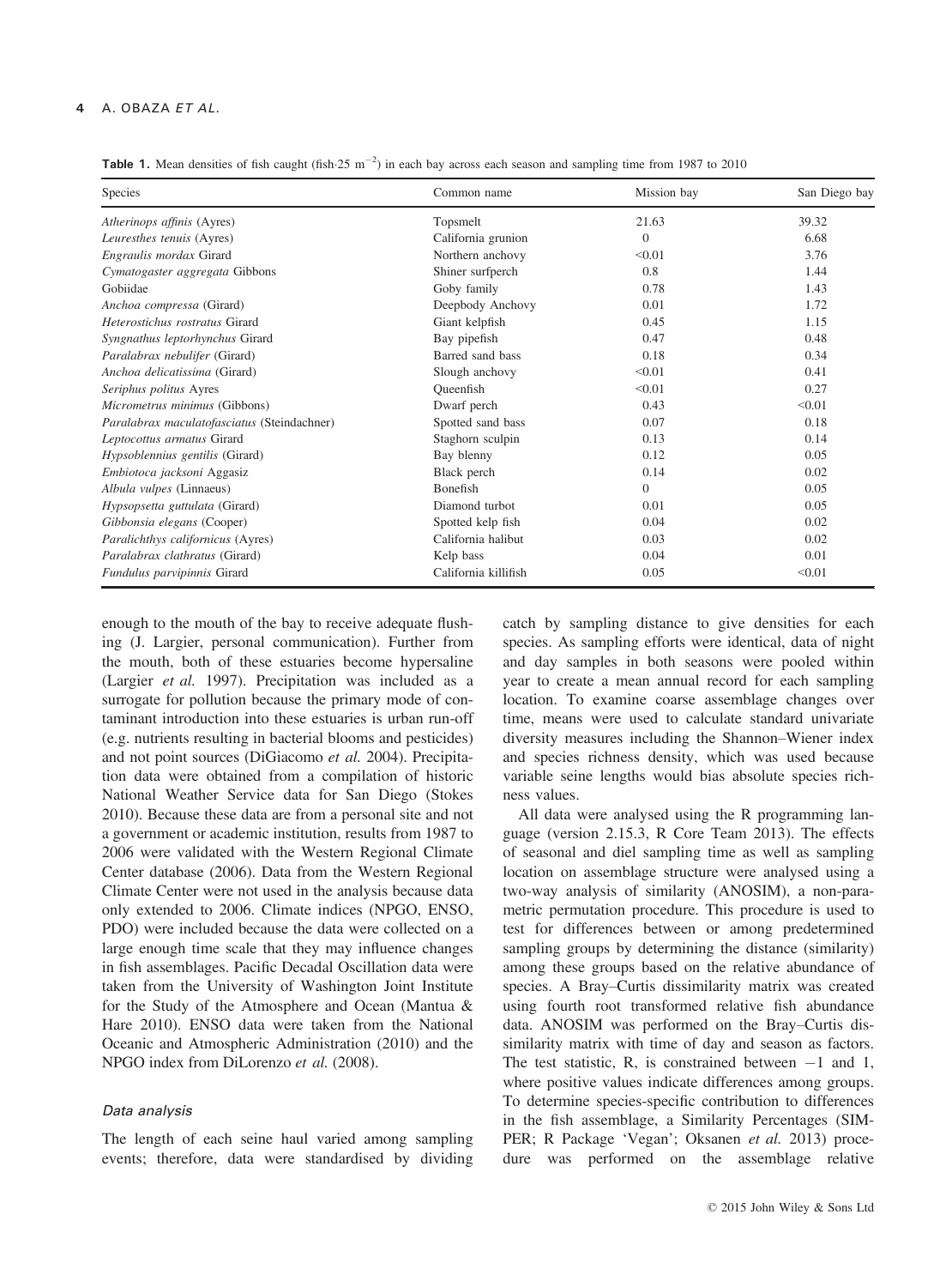**Table 1.** Mean densities of fish caught (fish·25 $m^{-2}$) in each bay across each season and sampling time from 1987 to 2010

| Species | Common name | Mission bay | San Diego bay |
|---|---|---|---|
| *Atherinops affinis* (Ayres) | Topsmelt | 21.63 | 39.32 |
| *Leuresthes tenuis* (Ayres) | California grunion | 0 | 6.68 |
| *Engraulis mordax* Girard | Northern anchovy | <0.01 | 3.76 |
| *Cymatogaster aggregata* Gibbons | Shiner surfperch | 0.8 | 1.44 |
| Gobiidae | Goby family | 0.78 | 1.43 |
| *Anchoa compressa* (Girard) | Deepbody Anchovy | 0.01 | 1.72 |
| *Heterostichus rostratus* Girard | Giant kelpfish | 0.45 | 1.15 |
| *Syngnathus leptorhynchus* Girard | Bay pipefish | 0.47 | 0.48 |
| *Paralabrax nebulifer* (Girard) | Barred sand bass | 0.18 | 0.34 |
| *Anchoa delicatissima* (Girard) | Slough anchovy | <0.01 | 0.41 |
| *Seriphus politus* Ayres | Queenfish | <0.01 | 0.27 |
| *Micrometrus minimus* (Gibbons) | Dwarf perch | 0.43 | <0.01 |
| *Paralabrax maculatofasciatus* (Steindachner) | Spotted sand bass | 0.07 | 0.18 |
| *Leptocottus armatus* Girard | Staghorn sculpin | 0.13 | 0.14 |
| *Hypsoblennius gentilis* (Girard) | Bay blenny | 0.12 | 0.05 |
| *Embiotoca jacksoni* Aggasiz | Black perch | 0.14 | 0.02 |
| *Albula vulpes* (Linnaeus) | Bonefish | 0 | 0.05 |
| *Hypsopsetta guttulata* (Girard) | Diamond turbot | 0.01 | 0.05 |
| *Gibbonsia elegans* (Cooper) | Spotted kelp fish | 0.04 | 0.02 |
| *Paralichthys californicus* (Ayres) | California halibut | 0.03 | 0.02 |
| *Paralabrax clathratus* (Girard) | Kelp bass | 0.04 | 0.01 |
| *Fundulus parvipinnis* Girard | California killifish | 0.05 | <0.01 |

enough to the mouth of the bay to receive adequate flushing (J. Largier, personal communication). Further from the mouth, both of these estuaries become hypersaline (Largier *et al.* 1997). Precipitation was included as a surrogate for pollution because the primary mode of contaminant introduction into these estuaries is urban run-off (e.g. nutrients resulting in bacterial blooms and pesticides) and not point sources (DiGiacomo *et al.* 2004). Precipitation data were obtained from a compilation of historic National Weather Service data for San Diego (Stokes 2010). Because these data are from a personal site and not a government or academic institution, results from 1987 to 2006 were validated with the Western Regional Climate Center database (2006). Data from the Western Regional Climate Center were not used in the analysis because data only extended to 2006. Climate indices (NPGO, ENSO, PDO) were included because the data were collected on a large enough time scale that they may influence changes in fish assemblages. Pacific Decadal Oscillation data were taken from the University of Washington Joint Institute for the Study of the Atmosphere and Ocean (Mantua & Hare 2010). ENSO data were taken from the National Oceanic and Atmospheric Administration (2010) and the NPGO index from DiLorenzo *et al.* (2008).

### Data analysis

The length of each seine haul varied among sampling events; therefore, data were standardised by dividing catch by sampling distance to give densities for each species. As sampling efforts were identical, data of night and day samples in both seasons were pooled within year to create a mean annual record for each sampling location. To examine coarse assemblage changes over time, means were used to calculate standard univariate diversity measures including the Shannon–Wiener index and species richness density, which was used because variable seine lengths would bias absolute species richness values.

All data were analysed using the R programming language (version 2.15.3, R Core Team 2013). The effects of seasonal and diel sampling time as well as sampling location on assemblage structure were analysed using a two-way analysis of similarity (ANOSIM), a non-parametric permutation procedure. This procedure is used to test for differences between or among predetermined sampling groups by determining the distance (similarity) among these groups based on the relative abundance of species. A Bray–Curtis dissimilarity matrix was created using fourth root transformed relative fish abundance data. ANOSIM was performed on the Bray–Curtis dissimilarity matrix with time of day and season as factors. The test statistic, R, is constrained between $-1$ and 1, where positive values indicate differences among groups. To determine species-specific contribution to differences in the fish assemblage, a Similarity Percentages (SIMPER; R Package 'Vegan'; Oksanen *et al.* 2013) procedure was performed on the assemblage relative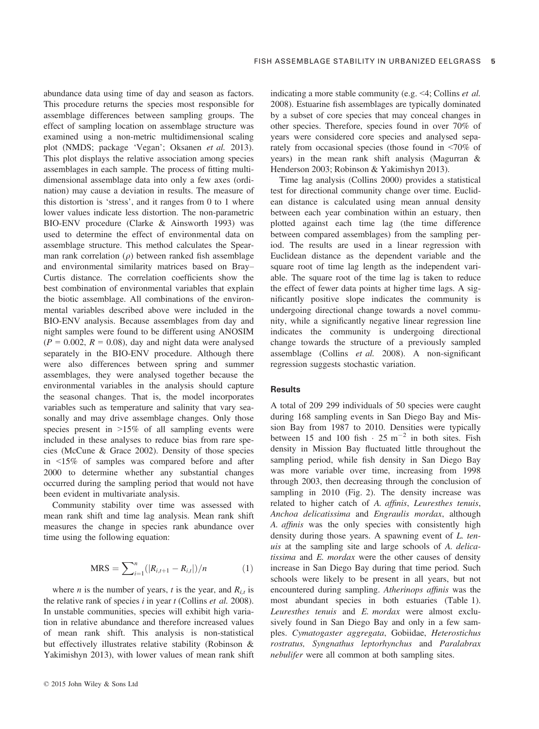abundance data using time of day and season as factors. This procedure returns the species most responsible for assemblage differences between sampling groups. The effect of sampling location on assemblage structure was examined using a non-metric multidimensional scaling plot (NMDS; package 'Vegan'; Oksanen *et al.* 2013). This plot displays the relative association among species assemblages in each sample. The process of fitting multidimensional assemblage data into only a few axes (ordination) may cause a deviation in results. The measure of this distortion is 'stress', and it ranges from 0 to 1 where lower values indicate less distortion. The non-parametric BIO-ENV procedure (Clarke & Ainsworth 1993) was used to determine the effect of environmental data on assemblage structure. This method calculates the Spearman rank correlation ($\rho$) between ranked fish assemblage and environmental similarity matrices based on Bray–Curtis distance. The correlation coefficients show the best combination of environmental variables that explain the biotic assemblage. All combinations of the environmental variables described above were included in the BIO-ENV analysis. Because assemblages from day and night samples were found to be different using ANOSIM ($P = 0.002$, $R = 0.08$), day and night data were analysed separately in the BIO-ENV procedure. Although there were also differences between spring and summer assemblages, they were analysed together because the environmental variables in the analysis should capture the seasonal changes. That is, the model incorporates variables such as temperature and salinity that vary seasonally and may drive assemblage changes. Only those species present in >15% of all sampling events were included in these analyses to reduce bias from rare species (McCune & Grace 2002). Density of those species in <15% of samples was compared before and after 2000 to determine whether any substantial changes occurred during the sampling period that would not have been evident in multivariate analysis.

Community stability over time was assessed with mean rank shift and time lag analysis. Mean rank shift measures the change in species rank abundance over time using the following equation:

$$\text{MRS} = \sum_{i=1}^{n} (|R_{i,t+1} - R_{i,t}|)/n \tag{1}$$

where $n$ is the number of years, $t$ is the year, and $R_{i,t}$ is the relative rank of species $i$ in year $t$ (Collins *et al.* 2008). In unstable communities, species will exhibit high variation in relative abundance and therefore increased values of mean rank shift. This analysis is non-statistical but effectively illustrates relative stability (Robinson & Yakimishyn 2013), with lower values of mean rank shift indicating a more stable community (e.g. <4; Collins *et al.* 2008). Estuarine fish assemblages are typically dominated by a subset of core species that may conceal changes in other species. Therefore, species found in over 70% of years were considered core species and analysed separately from occasional species (those found in <70% of years) in the mean rank shift analysis (Magurran & Henderson 2003; Robinson & Yakimishyn 2013).

Time lag analysis (Collins 2000) provides a statistical test for directional community change over time. Euclidean distance is calculated using mean annual density between each year combination within an estuary, then plotted against each time lag (the time difference between compared assemblages) from the sampling period. The results are used in a linear regression with Euclidean distance as the dependent variable and the square root of time lag length as the independent variable. The square root of the time lag is taken to reduce the effect of fewer data points at higher time lags. A significantly positive slope indicates the community is undergoing directional change towards a novel community, while a significantly negative linear regression line indicates the community is undergoing directional change towards the structure of a previously sampled assemblage (Collins *et al.* 2008). A non-significant regression suggests stochastic variation.

## Results

A total of 209 299 individuals of 50 species were caught during 168 sampling events in San Diego Bay and Mission Bay from 1987 to 2010. Densities were typically between 15 and 100 fish · 25 m$^{-2}$ in both sites. Fish density in Mission Bay fluctuated little throughout the sampling period, while fish density in San Diego Bay was more variable over time, increasing from 1998 through 2003, then decreasing through the conclusion of sampling in 2010 (Fig. 2). The density increase was related to higher catch of *A. affinis*, *Leuresthes tenuis*, *Anchoa delicatissima* and *Engraulis mordax*, although *A. affinis* was the only species with consistently high density during those years. A spawning event of *L. tenuis* at the sampling site and large schools of *A. delicatissima* and *E. mordax* were the other causes of density increase in San Diego Bay during that time period. Such schools were likely to be present in all years, but not encountered during sampling. *Atherinops affinis* was the most abundant species in both estuaries (Table 1). *Leuresthes tenuis* and *E. mordax* were almost exclusively found in San Diego Bay and only in a few samples. *Cymatogaster aggregata*, Gobiidae, *Heterostichus rostratus*, *Syngnathus leptorhynchus* and *Paralabrax nebulifer* were all common at both sampling sites.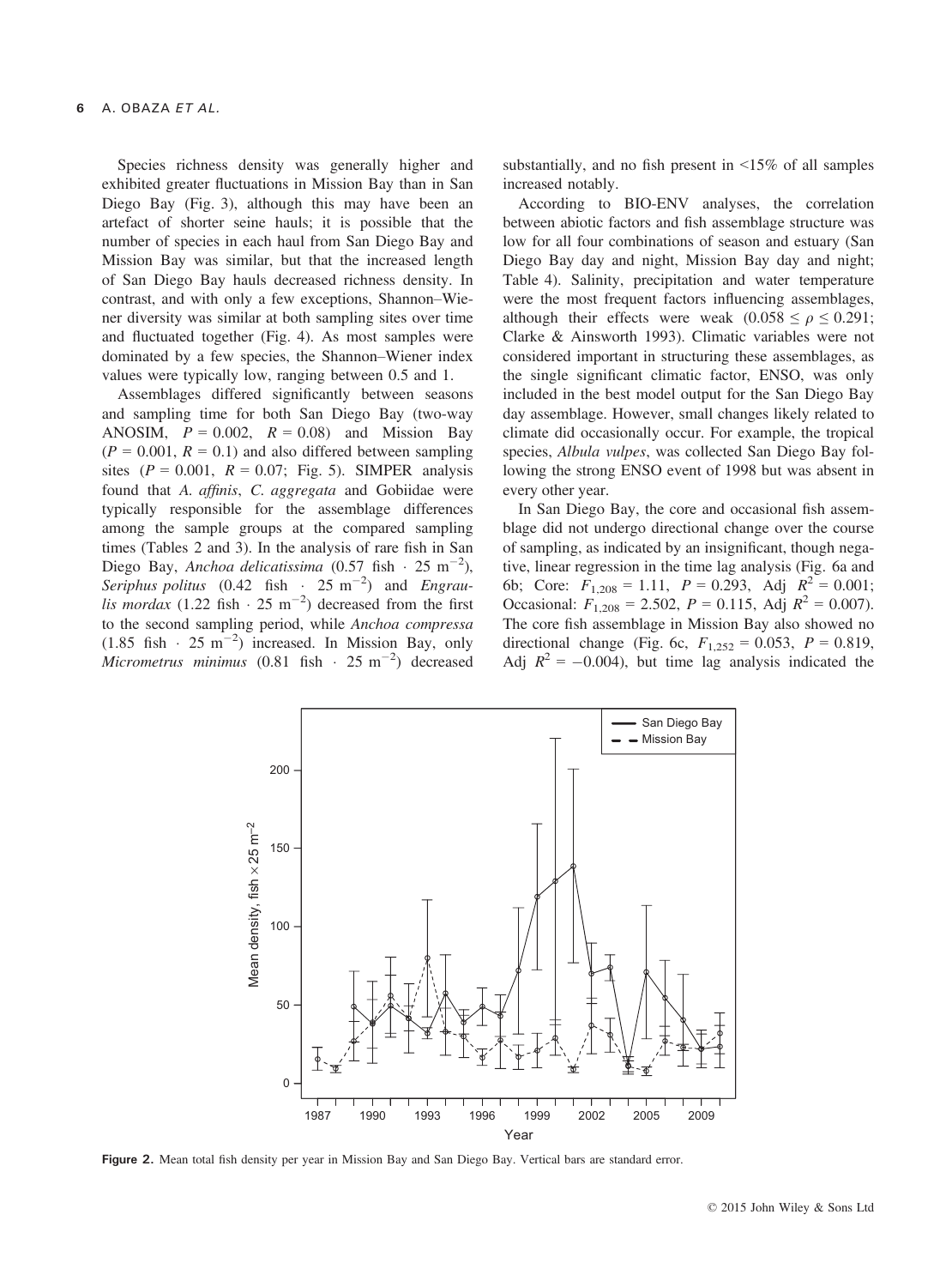Species richness density was generally higher and exhibited greater fluctuations in Mission Bay than in San Diego Bay (Fig. 3), although this may have been an artefact of shorter seine hauls; it is possible that the number of species in each haul from San Diego Bay and Mission Bay was similar, but that the increased length of San Diego Bay hauls decreased richness density. In contrast, and with only a few exceptions, Shannon–Wiener diversity was similar at both sampling sites over time and fluctuated together (Fig. 4). As most samples were dominated by a few species, the Shannon–Wiener index values were typically low, ranging between 0.5 and 1.

Assemblages differed significantly between seasons and sampling time for both San Diego Bay (two-way ANOSIM, $P = 0.002$, $R = 0.08$) and Mission Bay ($P = 0.001$, $R = 0.1$) and also differed between sampling sites ($P = 0.001$, $R = 0.07$; Fig. 5). SIMPER analysis found that *A. affinis*, *C. aggregata* and Gobiidae were typically responsible for the assemblage differences among the sample groups at the compared sampling times (Tables 2 and 3). In the analysis of rare fish in San Diego Bay, *Anchoa delicatissima* ($0.57$ fish $\cdot$ $25\ m^{-2}$), *Seriphus politus* ($0.42$ fish $\cdot$ $25\ m^{-2}$) and *Engraulis mordax* ($1.22$ fish $\cdot$ $25\ m^{-2}$) decreased from the first to the second sampling period, while *Anchoa compressa* ($1.85$ fish $\cdot$ $25\ m^{-2}$) increased. In Mission Bay, only *Micrometrus minimus* ($0.81$ fish $\cdot$ $25\ m^{-2}$) decreased substantially, and no fish present in <15% of all samples increased notably.

According to BIO-ENV analyses, the correlation between abiotic factors and fish assemblage structure was low for all four combinations of season and estuary (San Diego Bay day and night, Mission Bay day and night; Table 4). Salinity, precipitation and water temperature were the most frequent factors influencing assemblages, although their effects were weak ($0.058 \leq \rho \leq 0.291$; Clarke & Ainsworth 1993). Climatic variables were not considered important in structuring these assemblages, as the single significant climatic factor, ENSO, was only included in the best model output for the San Diego Bay day assemblage. However, small changes likely related to climate did occasionally occur. For example, the tropical species, *Albula vulpes*, was collected San Diego Bay following the strong ENSO event of 1998 but was absent in every other year.

In San Diego Bay, the core and occasional fish assemblage did not undergo directional change over the course of sampling, as indicated by an insignificant, though negative, linear regression in the time lag analysis (Fig. 6a and 6b; Core: $F_{1,208} = 1.11$, $P = 0.293$, Adj $R^2 = 0.001$; Occasional: $F_{1,208} = 2.502$, $P = 0.115$, Adj $R^2 = 0.007$). The core fish assemblage in Mission Bay also showed no directional change (Fig. 6c, $F_{1,252} = 0.053$, $P = 0.819$, Adj $R^2 = -0.004$), but time lag analysis indicated the

**Figure 2.** Mean total fish density per year in Mission Bay and San Diego Bay. Vertical bars are standard error.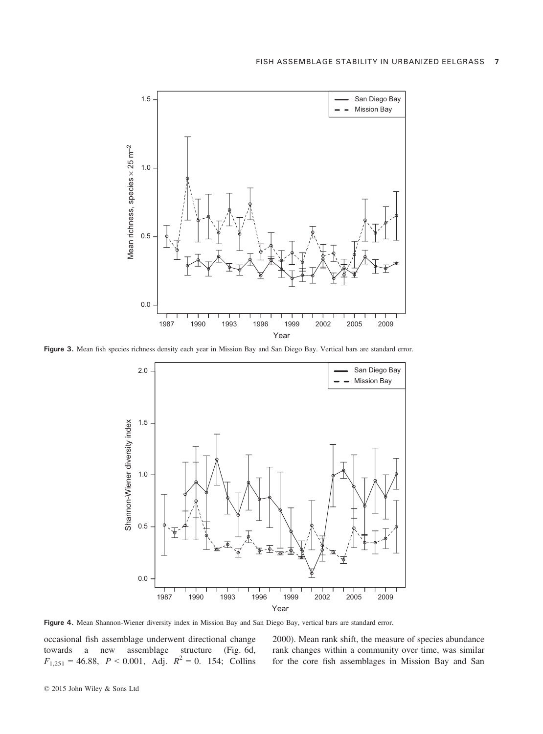**Figure 3.** Mean fish species richness density each year in Mission Bay and San Diego Bay. Vertical bars are standard error.

**Figure 4.** Mean Shannon-Wiener diversity index in Mission Bay and San Diego Bay, vertical bars are standard error.

occasional fish assemblage underwent directional change towards a new assemblage structure (Fig. 6d, $F_{1,251} = 46.88$, $P < 0.001$, Adj. $R^2 = 0.154$; Collins 2000). Mean rank shift, the measure of species abundance rank changes within a community over time, was similar for the core fish assemblages in Mission Bay and San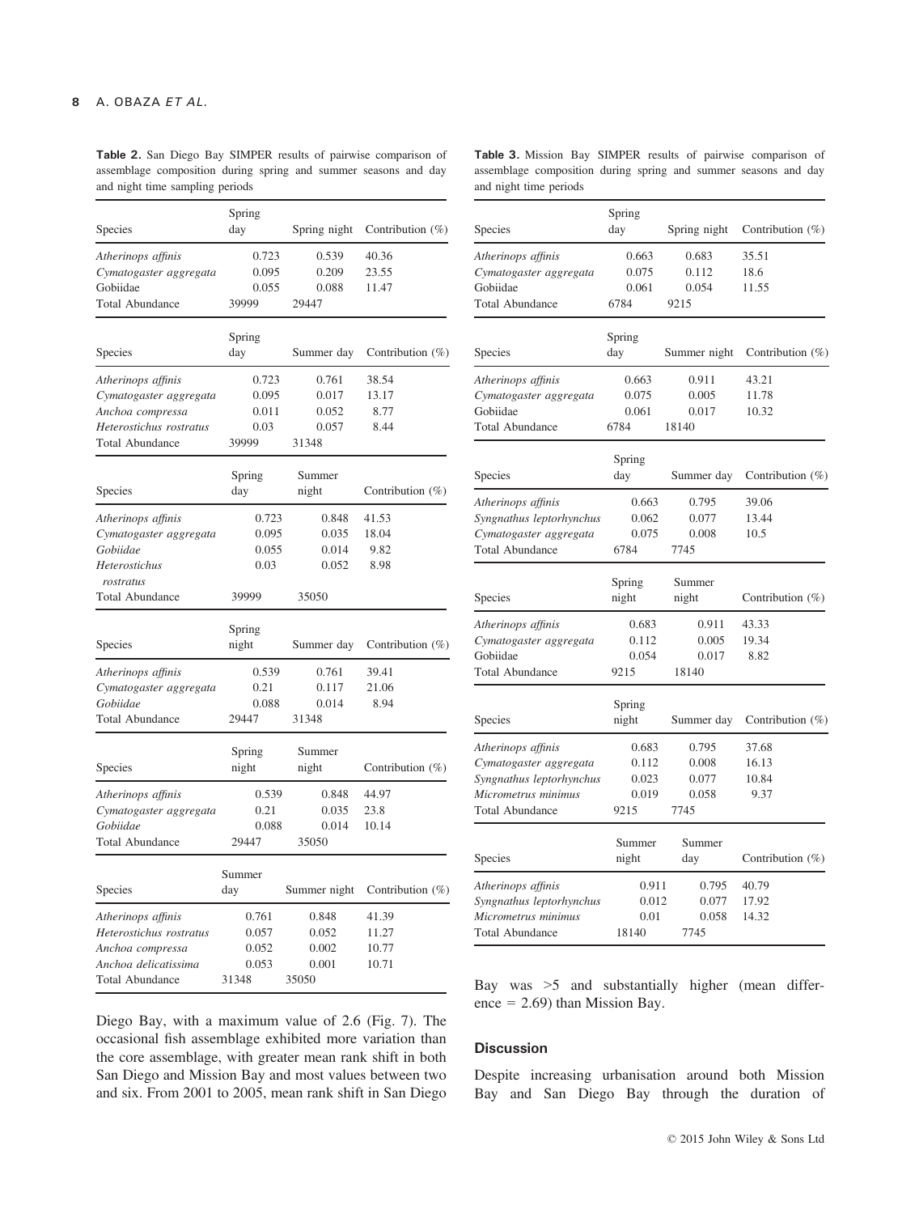**Table 2.** San Diego Bay SIMPER results of pairwise comparison of assemblage composition during spring and summer seasons and day and night time sampling periods

| Species | Spring day | Spring night | Contribution (%) |
|---|---|---|---|
| *Atherinops affinis* | 0.723 | 0.539 | 40.36 |
| *Cymatogaster aggregata* | 0.095 | 0.209 | 23.55 |
| Gobiidae | 0.055 | 0.088 | 11.47 |
| Total Abundance | 39999 | 29447 | |

| Species | Spring day | Summer day | Contribution (%) |
|---|---|---|---|
| *Atherinops affinis* | 0.723 | 0.761 | 38.54 |
| *Cymatogaster aggregata* | 0.095 | 0.017 | 13.17 |
| *Anchoa compressa* | 0.011 | 0.052 | 8.77 |
| *Heterostichus rostratus* | 0.03 | 0.057 | 8.44 |
| Total Abundance | 39999 | 31348 | |

| Species | Spring day | Summer night | Contribution (%) |
|---|---|---|---|
| *Atherinops affinis* | 0.723 | 0.848 | 41.53 |
| *Cymatogaster aggregata* | 0.095 | 0.035 | 18.04 |
| *Gobiidae* | 0.055 | 0.014 | 9.82 |
| *Heterostichus rostratus* | 0.03 | 0.052 | 8.98 |
| Total Abundance | 39999 | 35050 | |

| Species | Spring night | Summer day | Contribution (%) |
|---|---|---|---|
| *Atherinops affinis* | 0.539 | 0.761 | 39.41 |
| *Cymatogaster aggregata* | 0.21 | 0.117 | 21.06 |
| *Gobiidae* | 0.088 | 0.014 | 8.94 |
| Total Abundance | 29447 | 31348 | |

| Species | Spring night | Summer night | Contribution (%) |
|---|---|---|---|
| *Atherinops affinis* | 0.539 | 0.848 | 44.97 |
| *Cymatogaster aggregata* | 0.21 | 0.035 | 23.8 |
| *Gobiidae* | 0.088 | 0.014 | 10.14 |
| Total Abundance | 29447 | 35050 | |

| Species | Summer day | Summer night | Contribution (%) |
|---|---|---|---|
| *Atherinops affinis* | 0.761 | 0.848 | 41.39 |
| *Heterostichus rostratus* | 0.057 | 0.052 | 11.27 |
| *Anchoa compressa* | 0.052 | 0.002 | 10.77 |
| *Anchoa delicatissima* | 0.053 | 0.001 | 10.71 |
| Total Abundance | 31348 | 35050 | |

**Table 3.** Mission Bay SIMPER results of pairwise comparison of assemblage composition during spring and summer seasons and day and night time periods

| Species | Spring day | Spring night | Contribution (%) |
|---|---|---|---|
| *Atherinops affinis* | 0.663 | 0.683 | 35.51 |
| *Cymatogaster aggregata* | 0.075 | 0.112 | 18.6 |
| Gobiidae | 0.061 | 0.054 | 11.55 |
| Total Abundance | 6784 | 9215 | |

| Species | Spring day | Summer night | Contribution (%) |
|---|---|---|---|
| *Atherinops affinis* | 0.663 | 0.911 | 43.21 |
| *Cymatogaster aggregata* | 0.075 | 0.005 | 11.78 |
| Gobiidae | 0.061 | 0.017 | 10.32 |
| Total Abundance | 6784 | 18140 | |

| Species | Spring day | Summer day | Contribution (%) |
|---|---|---|---|
| *Atherinops affinis* | 0.663 | 0.795 | 39.06 |
| *Syngnathus leptorhynchus* | 0.062 | 0.077 | 13.44 |
| *Cymatogaster aggregata* | 0.075 | 0.008 | 10.5 |
| Total Abundance | 6784 | 7745 | |

| Species | Spring night | Summer night | Contribution (%) |
|---|---|---|---|
| *Atherinops affinis* | 0.683 | 0.911 | 43.33 |
| *Cymatogaster aggregata* | 0.112 | 0.005 | 19.34 |
| Gobiidae | 0.054 | 0.017 | 8.82 |
| Total Abundance | 9215 | 18140 | |

| Species | Spring night | Summer day | Contribution (%) |
|---|---|---|---|
| *Atherinops affinis* | 0.683 | 0.795 | 37.68 |
| *Cymatogaster aggregata* | 0.112 | 0.008 | 16.13 |
| *Syngnathus leptorhynchus* | 0.023 | 0.077 | 10.84 |
| *Micrometrus minimus* | 0.019 | 0.058 | 9.37 |
| Total Abundance | 9215 | 7745 | |

| Species | Summer night | Summer day | Contribution (%) |
|---|---|---|---|
| *Atherinops affinis* | 0.911 | 0.795 | 40.79 |
| *Syngnathus leptorhynchus* | 0.012 | 0.077 | 17.92 |
| *Micrometrus minimus* | 0.01 | 0.058 | 14.32 |
| Total Abundance | 18140 | 7745 | |

Diego Bay, with a maximum value of 2.6 (Fig. 7). The occasional fish assemblage exhibited more variation than the core assemblage, with greater mean rank shift in both San Diego and Mission Bay and most values between two and six. From 2001 to 2005, mean rank shift in San Diego Bay was >5 and substantially higher (mean difference = 2.69) than Mission Bay.

## Discussion

Despite increasing urbanisation around both Mission Bay and San Diego Bay through the duration of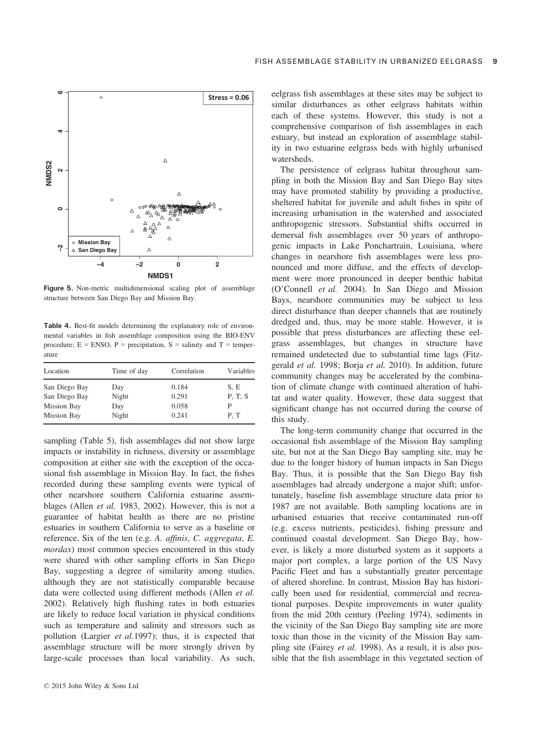Figure 5. Non-metric multidimensional scaling plot of assemblage structure between San Diego Bay and Mission Bay.

Table 4. Best-fit models determining the explanatory role of environmental variables in fish assemblage composition using the BIO-ENV procedure; E = ENSO, P = precipitation, S = salinity and T = temperature

| Location | Time of day | Correlation | Variables |
| --- | --- | --- | --- |
| San Diego Bay | Day | 0.184 | S, E |
| San Diego Bay | Night | 0.291 | P, T, S |
| Mission Bay | Day | 0.058 | P |
| Mission Bay | Night | 0.241 | P, T |

sampling (Table 5), fish assemblages did not show large impacts or instability in richness, diversity or assemblage composition at either site with the exception of the occasional fish assemblage in Mission Bay. In fact, the fishes recorded during these sampling events were typical of other nearshore southern California estuarine assemblages (Allen *et al.* 1983, 2002). However, this is not a guarantee of habitat health as there are no pristine estuaries in southern California to serve as a baseline or reference. Six of the ten (e.g. *A. affinis*, *C. aggregata*, *E. mordax*) most common species encountered in this study were shared with other sampling efforts in San Diego Bay, suggesting a degree of similarity among studies, although they are not statistically comparable because data were collected using different methods (Allen *et al.* 2002). Relatively high flushing rates in both estuaries are likely to reduce local variation in physical conditions such as temperature and salinity and stressors such as pollution (Largier *et al.*1997); thus, it is expected that assemblage structure will be more strongly driven by large-scale processes than local variability. As such, eelgrass fish assemblages at these sites may be subject to similar disturbances as other eelgrass habitats within each of these systems. However, this study is not a comprehensive comparison of fish assemblages in each estuary, but instead an exploration of assemblage stability in two estuarine eelgrass beds with highly urbanised watersheds.

The persistence of eelgrass habitat throughout sampling in both the Mission Bay and San Diego Bay sites may have promoted stability by providing a productive, sheltered habitat for juvenile and adult fishes in spite of increasing urbanisation in the watershed and associated anthropogenic stressors. Substantial shifts occurred in demersal fish assemblages over 50 years of anthropogenic impacts in Lake Ponchartrain, Louisiana, where changes in nearshore fish assemblages were less pronounced and more diffuse, and the effects of development were more pronounced in deeper benthic habitat (O'Connell *et al.* 2004). In San Diego and Mission Bays, nearshore communities may be subject to less direct disturbance than deeper channels that are routinely dredged and, thus, may be more stable. However, it is possible that press disturbances are affecting these eelgrass assemblages, but changes in structure have remained undetected due to substantial time lags (Fitzgerald *et al.* 1998; Borja *et al.* 2010). In addition, future community changes may be accelerated by the combination of climate change with continued alteration of habitat and water quality. However, these data suggest that significant change has not occurred during the course of this study.

The long-term community change that occurred in the occasional fish assemblage of the Mission Bay sampling site, but not at the San Diego Bay sampling site, may be due to the longer history of human impacts in San Diego Bay. Thus, it is possible that the San Diego Bay fish assemblages had already undergone a major shift; unfortunately, baseline fish assemblage structure data prior to 1987 are not available. Both sampling locations are in urbanised estuaries that receive contaminated run-off (e.g. excess nutrients, pesticides), fishing pressure and continued coastal development. San Diego Bay, however, is likely a more disturbed system as it supports a major port complex, a large portion of the US Navy Pacific Fleet and has a substantially greater percentage of altered shoreline. In contrast, Mission Bay has historically been used for residential, commercial and recreational purposes. Despite improvements in water quality from the mid 20th century (Peeling 1974), sediments in the vicinity of the San Diego Bay sampling site are more toxic than those in the vicinity of the Mission Bay sampling site (Fairey *et al.* 1998). As a result, it is also possible that the fish assemblage in this vegetated section of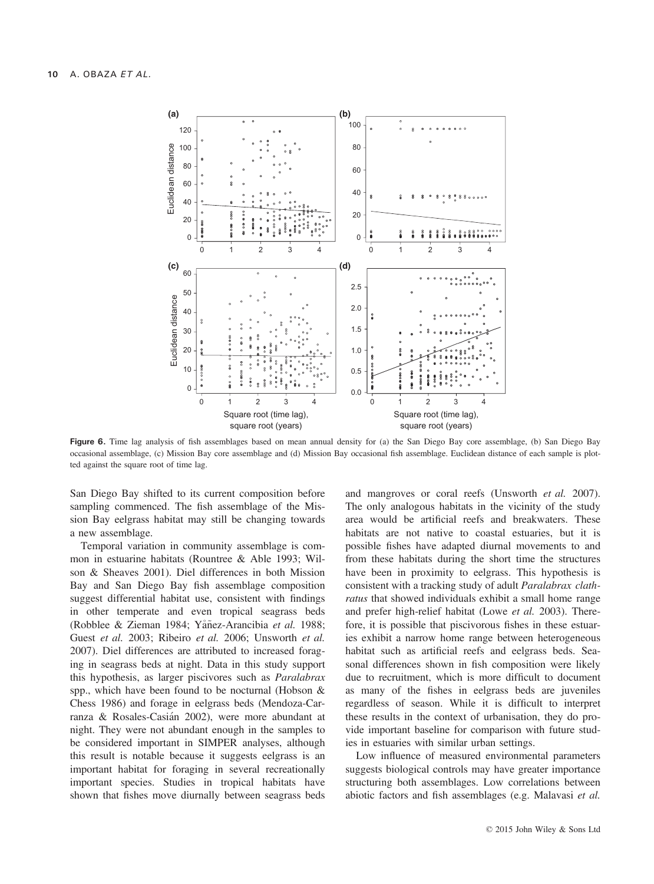**Figure 6.** Time lag analysis of fish assemblages based on mean annual density for (a) the San Diego Bay core assemblage, (b) San Diego Bay occasional assemblage, (c) Mission Bay core assemblage and (d) Mission Bay occasional fish assemblage. Euclidean distance of each sample is plotted against the square root of time lag.

San Diego Bay shifted to its current composition before sampling commenced. The fish assemblage of the Mission Bay eelgrass habitat may still be changing towards a new assemblage.

Temporal variation in community assemblage is common in estuarine habitats (Rountree & Able 1993; Wilson & Sheaves 2001). Diel differences in both Mission Bay and San Diego Bay fish assemblage composition suggest differential habitat use, consistent with findings in other temperate and even tropical seagrass beds (Robblee & Zieman 1984; Yáñez-Arancibia *et al.* 1988; Guest *et al.* 2003; Ribeiro *et al.* 2006; Unsworth *et al.* 2007). Diel differences are attributed to increased foraging in seagrass beds at night. Data in this study support this hypothesis, as larger piscivores such as *Paralabrax* spp., which have been found to be nocturnal (Hobson & Chess 1986) and forage in eelgrass beds (Mendoza-Carranza & Rosales-Casián 2002), were more abundant at night. They were not abundant enough in the samples to be considered important in SIMPER analyses, although this result is notable because it suggests eelgrass is an important habitat for foraging in several recreationally important species. Studies in tropical habitats have shown that fishes move diurnally between seagrass beds and mangroves or coral reefs (Unsworth *et al.* 2007). The only analogous habitats in the vicinity of the study area would be artificial reefs and breakwaters. These habitats are not native to coastal estuaries, but it is possible fishes have adapted diurnal movements to and from these habitats during the short time the structures have been in proximity to eelgrass. This hypothesis is consistent with a tracking study of adult *Paralabrax clathratus* that showed individuals exhibit a small home range and prefer high-relief habitat (Lowe *et al.* 2003). Therefore, it is possible that piscivorous fishes in these estuaries exhibit a narrow home range between heterogeneous habitat such as artificial reefs and eelgrass beds. Seasonal differences shown in fish composition were likely due to recruitment, which is more difficult to document as many of the fishes in eelgrass beds are juveniles regardless of season. While it is difficult to interpret these results in the context of urbanisation, they do provide important baseline for comparison with future studies in estuaries with similar urban settings.

Low influence of measured environmental parameters suggests biological controls may have greater importance structuring both assemblages. Low correlations between abiotic factors and fish assemblages (e.g. Malavasi *et al.*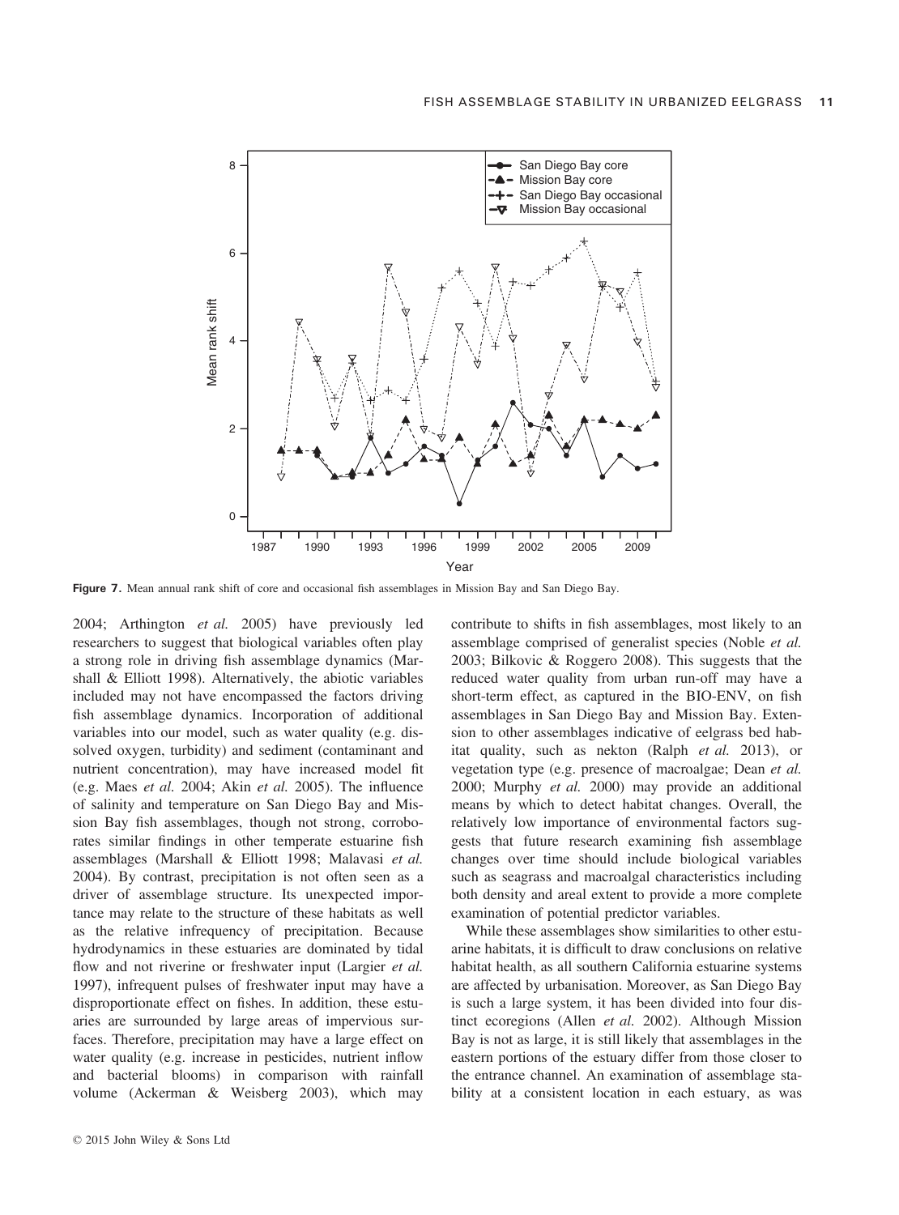Figure 7. Mean annual rank shift of core and occasional fish assemblages in Mission Bay and San Diego Bay.

2004; Arthington *et al.* 2005) have previously led researchers to suggest that biological variables often play a strong role in driving fish assemblage dynamics (Marshall & Elliott 1998). Alternatively, the abiotic variables included may not have encompassed the factors driving fish assemblage dynamics. Incorporation of additional variables into our model, such as water quality (e.g. dissolved oxygen, turbidity) and sediment (contaminant and nutrient concentration), may have increased model fit (e.g. Maes *et al.* 2004; Akin *et al.* 2005). The influence of salinity and temperature on San Diego Bay and Mission Bay fish assemblages, though not strong, corroborates similar findings in other temperate estuarine fish assemblages (Marshall & Elliott 1998; Malavasi *et al.* 2004). By contrast, precipitation is not often seen as a driver of assemblage structure. Its unexpected importance may relate to the structure of these habitats as well as the relative infrequency of precipitation. Because hydrodynamics in these estuaries are dominated by tidal flow and not riverine or freshwater input (Largier *et al.* 1997), infrequent pulses of freshwater input may have a disproportionate effect on fishes. In addition, these estuaries are surrounded by large areas of impervious surfaces. Therefore, precipitation may have a large effect on water quality (e.g. increase in pesticides, nutrient inflow and bacterial blooms) in comparison with rainfall volume (Ackerman & Weisberg 2003), which may contribute to shifts in fish assemblages, most likely to an assemblage comprised of generalist species (Noble *et al.* 2003; Bilkovic & Roggero 2008). This suggests that the reduced water quality from urban run-off may have a short-term effect, as captured in the BIO-ENV, on fish assemblages in San Diego Bay and Mission Bay. Extension to other assemblages indicative of eelgrass bed habitat quality, such as nekton (Ralph *et al.* 2013), or vegetation type (e.g. presence of macroalgae; Dean *et al.* 2000; Murphy *et al.* 2000) may provide an additional means by which to detect habitat changes. Overall, the relatively low importance of environmental factors suggests that future research examining fish assemblage changes over time should include biological variables such as seagrass and macroalgal characteristics including both density and areal extent to provide a more complete examination of potential predictor variables.

While these assemblages show similarities to other estuarine habitats, it is difficult to draw conclusions on relative habitat health, as all southern California estuarine systems are affected by urbanisation. Moreover, as San Diego Bay is such a large system, it has been divided into four distinct ecoregions (Allen *et al.* 2002). Although Mission Bay is not as large, it is still likely that assemblages in the eastern portions of the estuary differ from those closer to the entrance channel. An examination of assemblage stability at a consistent location in each estuary, as was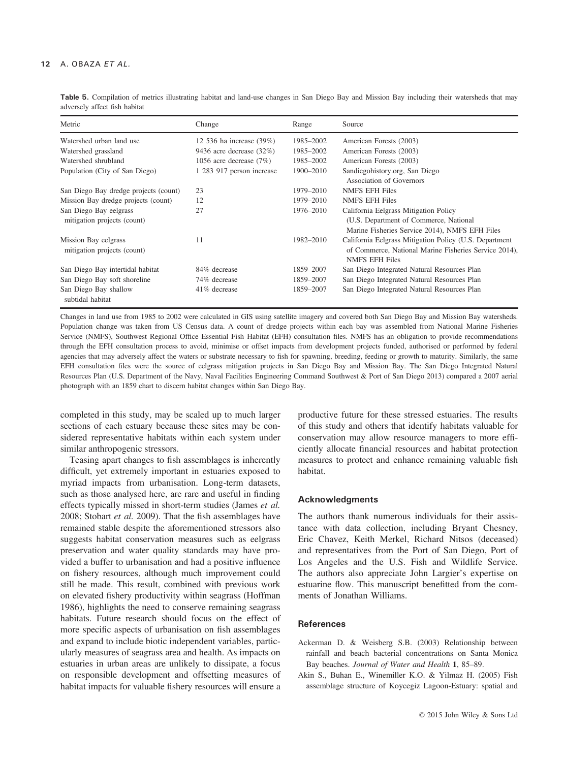**Table 5.** Compilation of metrics illustrating habitat and land-use changes in San Diego Bay and Mission Bay including their watersheds that may adversely affect fish habitat

| Metric | Change | Range | Source |
|---|---|---|---|
| Watershed urban land use | 12 536 ha increase (39%) | 1985–2002 | American Forests (2003) |
| Watershed grassland | 9436 acre decrease (32%) | 1985–2002 | American Forests (2003) |
| Watershed shrubland | 1056 acre decrease (7%) | 1985–2002 | American Forests (2003) |
| Population (City of San Diego) | 1 283 917 person increase | 1900–2010 | Sandiegohistory.org, San Diego Association of Governors |
| San Diego Bay dredge projects (count) | 23 | 1979–2010 | NMFS EFH Files |
| Mission Bay dredge projects (count) | 12 | 1979–2010 | NMFS EFH Files |
| San Diego Bay eelgrass mitigation projects (count) | 27 | 1976–2010 | California Eelgrass Mitigation Policy (U.S. Department of Commerce, National Marine Fisheries Service 2014), NMFS EFH Files |
| Mission Bay eelgrass mitigation projects (count) | 11 | 1982–2010 | California Eelgrass Mitigation Policy (U.S. Department of Commerce, National Marine Fisheries Service 2014), NMFS EFH Files |
| San Diego Bay intertidal habitat | 84% decrease | 1859–2007 | San Diego Integrated Natural Resources Plan |
| San Diego Bay soft shoreline | 74% decrease | 1859–2007 | San Diego Integrated Natural Resources Plan |
| San Diego Bay shallow subtidal habitat | 41% decrease | 1859–2007 | San Diego Integrated Natural Resources Plan |

Changes in land use from 1985 to 2002 were calculated in GIS using satellite imagery and covered both San Diego Bay and Mission Bay watersheds. Population change was taken from US Census data. A count of dredge projects within each bay was assembled from National Marine Fisheries Service (NMFS), Southwest Regional Office Essential Fish Habitat (EFH) consultation files. NMFS has an obligation to provide recommendations through the EFH consultation process to avoid, minimise or offset impacts from development projects funded, authorised or performed by federal agencies that may adversely affect the waters or substrate necessary to fish for spawning, breeding, feeding or growth to maturity. Similarly, the same EFH consultation files were the source of eelgrass mitigation projects in San Diego Bay and Mission Bay. The San Diego Integrated Natural Resources Plan (U.S. Department of the Navy, Naval Facilities Engineering Command Southwest & Port of San Diego 2013) compared a 2007 aerial photograph with an 1859 chart to discern habitat changes within San Diego Bay.

completed in this study, may be scaled up to much larger sections of each estuary because these sites may be considered representative habitats within each system under similar anthropogenic stressors.

Teasing apart changes to fish assemblages is inherently difficult, yet extremely important in estuaries exposed to myriad impacts from urbanisation. Long-term datasets, such as those analysed here, are rare and useful in finding effects typically missed in short-term studies (James *et al.* 2008; Stobart *et al.* 2009). That the fish assemblages have remained stable despite the aforementioned stressors also suggests habitat conservation measures such as eelgrass preservation and water quality standards may have provided a buffer to urbanisation and had a positive influence on fishery resources, although much improvement could still be made. This result, combined with previous work on elevated fishery productivity within seagrass (Hoffman 1986), highlights the need to conserve remaining seagrass habitats. Future research should focus on the effect of more specific aspects of urbanisation on fish assemblages and expand to include biotic independent variables, particularly measures of seagrass area and health. As impacts on estuaries in urban areas are unlikely to dissipate, a focus on responsible development and offsetting measures of habitat impacts for valuable fishery resources will ensure a productive future for these stressed estuaries. The results of this study and others that identify habitats valuable for conservation may allow resource managers to more efficiently allocate financial resources and habitat protection measures to protect and enhance remaining valuable fish habitat.

## Acknowledgments

The authors thank numerous individuals for their assistance with data collection, including Bryant Chesney, Eric Chavez, Keith Merkel, Richard Nitsos (deceased) and representatives from the Port of San Diego, Port of Los Angeles and the U.S. Fish and Wildlife Service. The authors also appreciate John Largier's expertise on estuarine flow. This manuscript benefitted from the comments of Jonathan Williams.

## References

Ackerman D. & Weisberg S.B. (2003) Relationship between rainfall and beach bacterial concentrations on Santa Monica Bay beaches. *Journal of Water and Health* **1**, 85–89.

Akin S., Buhan E., Winemiller K.O. & Yilmaz H. (2005) Fish assemblage structure of Koycegiz Lagoon-Estuary: spatial and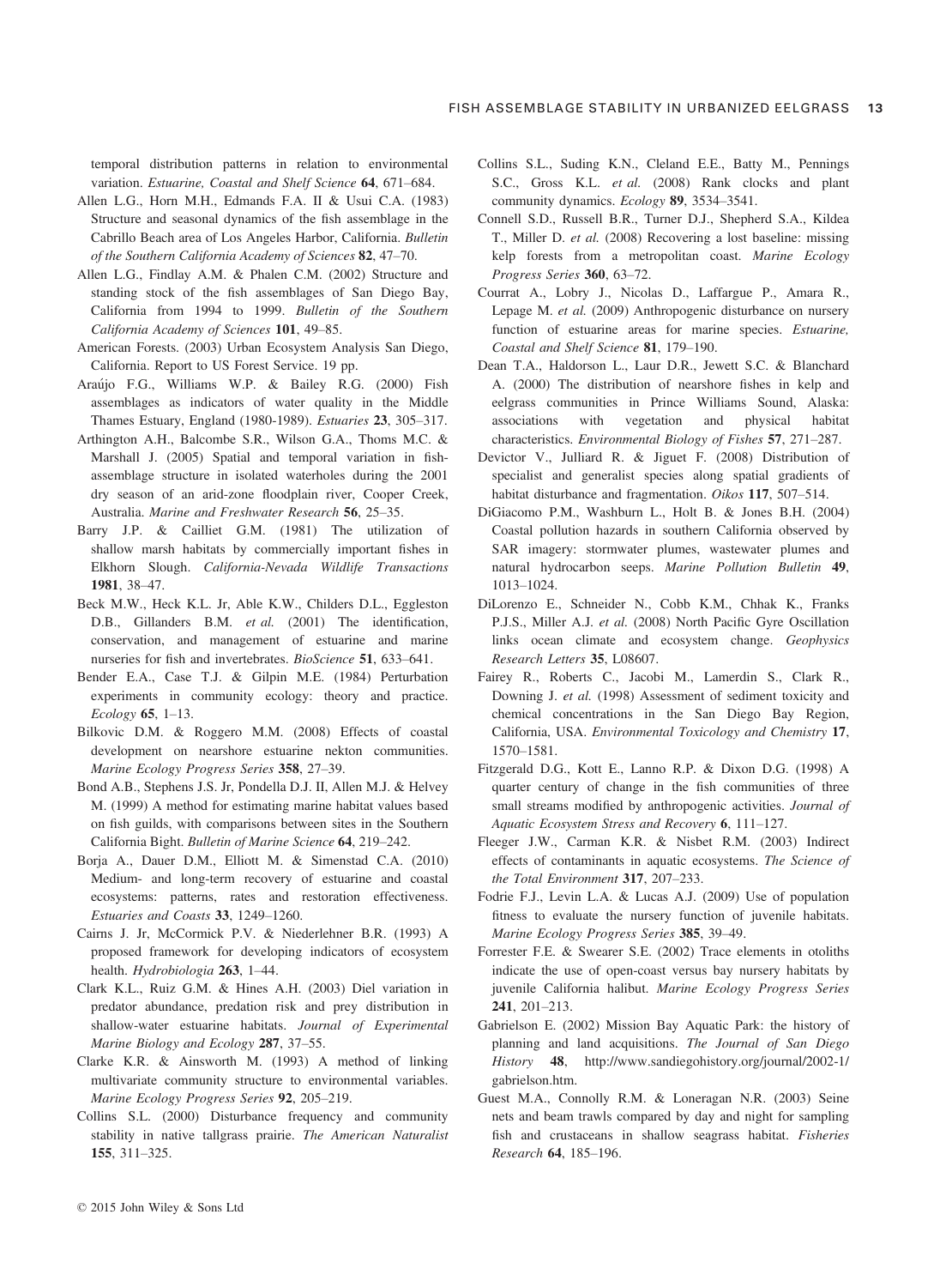temporal distribution patterns in relation to environmental variation. *Estuarine, Coastal and Shelf Science* **64**, 671–684.

Allen L.G., Horn M.H., Edmands F.A. II & Usui C.A. (1983) Structure and seasonal dynamics of the fish assemblage in the Cabrillo Beach area of Los Angeles Harbor, California. *Bulletin of the Southern California Academy of Sciences* **82**, 47–70.

Allen L.G., Findlay A.M. & Phalen C.M. (2002) Structure and standing stock of the fish assemblages of San Diego Bay, California from 1994 to 1999. *Bulletin of the Southern California Academy of Sciences* **101**, 49–85.

American Forests. (2003) Urban Ecosystem Analysis San Diego, California. Report to US Forest Service. 19 pp.

Araújo F.G., Williams W.P. & Bailey R.G. (2000) Fish assemblages as indicators of water quality in the Middle Thames Estuary, England (1980-1989). *Estuaries* **23**, 305–317.

Arthington A.H., Balcombe S.R., Wilson G.A., Thoms M.C. & Marshall J. (2005) Spatial and temporal variation in fish-assemblage structure in isolated waterholes during the 2001 dry season of an arid-zone floodplain river, Cooper Creek, Australia. *Marine and Freshwater Research* **56**, 25–35.

Barry J.P. & Cailliet G.M. (1981) The utilization of shallow marsh habitats by commercially important fishes in Elkhorn Slough. *California-Nevada Wildlife Transactions* **1981**, 38–47.

Beck M.W., Heck K.L. Jr, Able K.W., Childers D.L., Eggleston D.B., Gillanders B.M. *et al.* (2001) The identification, conservation, and management of estuarine and marine nurseries for fish and invertebrates. *BioScience* **51**, 633–641.

Bender E.A., Case T.J. & Gilpin M.E. (1984) Perturbation experiments in community ecology: theory and practice. *Ecology* **65**, 1–13.

Bilkovic D.M. & Roggero M.M. (2008) Effects of coastal development on nearshore estuarine nekton communities. *Marine Ecology Progress Series* **358**, 27–39.

Bond A.B., Stephens J.S. Jr, Pondella D.J. II, Allen M.J. & Helvey M. (1999) A method for estimating marine habitat values based on fish guilds, with comparisons between sites in the Southern California Bight. *Bulletin of Marine Science* **64**, 219–242.

Borja A., Dauer D.M., Elliott M. & Simenstad C.A. (2010) Medium- and long-term recovery of estuarine and coastal ecosystems: patterns, rates and restoration effectiveness. *Estuaries and Coasts* **33**, 1249–1260.

Cairns J. Jr, McCormick P.V. & Niederlehner B.R. (1993) A proposed framework for developing indicators of ecosystem health. *Hydrobiologia* **263**, 1–44.

Clark K.L., Ruiz G.M. & Hines A.H. (2003) Diel variation in predator abundance, predation risk and prey distribution in shallow-water estuarine habitats. *Journal of Experimental Marine Biology and Ecology* **287**, 37–55.

Clarke K.R. & Ainsworth M. (1993) A method of linking multivariate community structure to environmental variables. *Marine Ecology Progress Series* **92**, 205–219.

Collins S.L. (2000) Disturbance frequency and community stability in native tallgrass prairie. *The American Naturalist* **155**, 311–325.

Collins S.L., Suding K.N., Cleland E.E., Batty M., Pennings S.C., Gross K.L. *et al.* (2008) Rank clocks and plant community dynamics. *Ecology* **89**, 3534–3541.

Connell S.D., Russell B.R., Turner D.J., Shepherd S.A., Kildea T., Miller D. *et al.* (2008) Recovering a lost baseline: missing kelp forests from a metropolitan coast. *Marine Ecology Progress Series* **360**, 63–72.

Courrat A., Lobry J., Nicolas D., Laffargue P., Amara R., Lepage M. *et al.* (2009) Anthropogenic disturbance on nursery function of estuarine areas for marine species. *Estuarine, Coastal and Shelf Science* **81**, 179–190.

Dean T.A., Haldorson L., Laur D.R., Jewett S.C. & Blanchard A. (2000) The distribution of nearshore fishes in kelp and eelgrass communities in Prince Williams Sound, Alaska: associations with vegetation and physical habitat characteristics. *Environmental Biology of Fishes* **57**, 271–287.

Devictor V., Julliard R. & Jiguet F. (2008) Distribution of specialist and generalist species along spatial gradients of habitat disturbance and fragmentation. *Oikos* **117**, 507–514.

DiGiacomo P.M., Washburn L., Holt B. & Jones B.H. (2004) Coastal pollution hazards in southern California observed by SAR imagery: stormwater plumes, wastewater plumes and natural hydrocarbon seeps. *Marine Pollution Bulletin* **49**, 1013–1024.

DiLorenzo E., Schneider N., Cobb K.M., Chhak K., Franks P.J.S., Miller A.J. *et al.* (2008) North Pacific Gyre Oscillation links ocean climate and ecosystem change. *Geophysics Research Letters* **35**, L08607.

Fairey R., Roberts C., Jacobi M., Lamerdin S., Clark R., Downing J. *et al.* (1998) Assessment of sediment toxicity and chemical concentrations in the San Diego Bay Region, California, USA. *Environmental Toxicology and Chemistry* **17**, 1570–1581.

Fitzgerald D.G., Kott E., Lanno R.P. & Dixon D.G. (1998) A quarter century of change in the fish communities of three small streams modified by anthropogenic activities. *Journal of Aquatic Ecosystem Stress and Recovery* **6**, 111–127.

Fleeger J.W., Carman K.R. & Nisbet R.M. (2003) Indirect effects of contaminants in aquatic ecosystems. *The Science of the Total Environment* **317**, 207–233.

Fodrie F.J., Levin L.A. & Lucas A.J. (2009) Use of population fitness to evaluate the nursery function of juvenile habitats. *Marine Ecology Progress Series* **385**, 39–49.

Forrester F.E. & Swearer S.E. (2002) Trace elements in otoliths indicate the use of open-coast versus bay nursery habitats by juvenile California halibut. *Marine Ecology Progress Series* **241**, 201–213.

Gabrielson E. (2002) Mission Bay Aquatic Park: the history of planning and land acquisitions. *The Journal of San Diego History* **48**, http://www.sandiegohistory.org/journal/2002-1/gabrielson.htm.

Guest M.A., Connolly R.M. & Loneragan N.R. (2003) Seine nets and beam trawls compared by day and night for sampling fish and crustaceans in shallow seagrass habitat. *Fisheries Research* **64**, 185–196.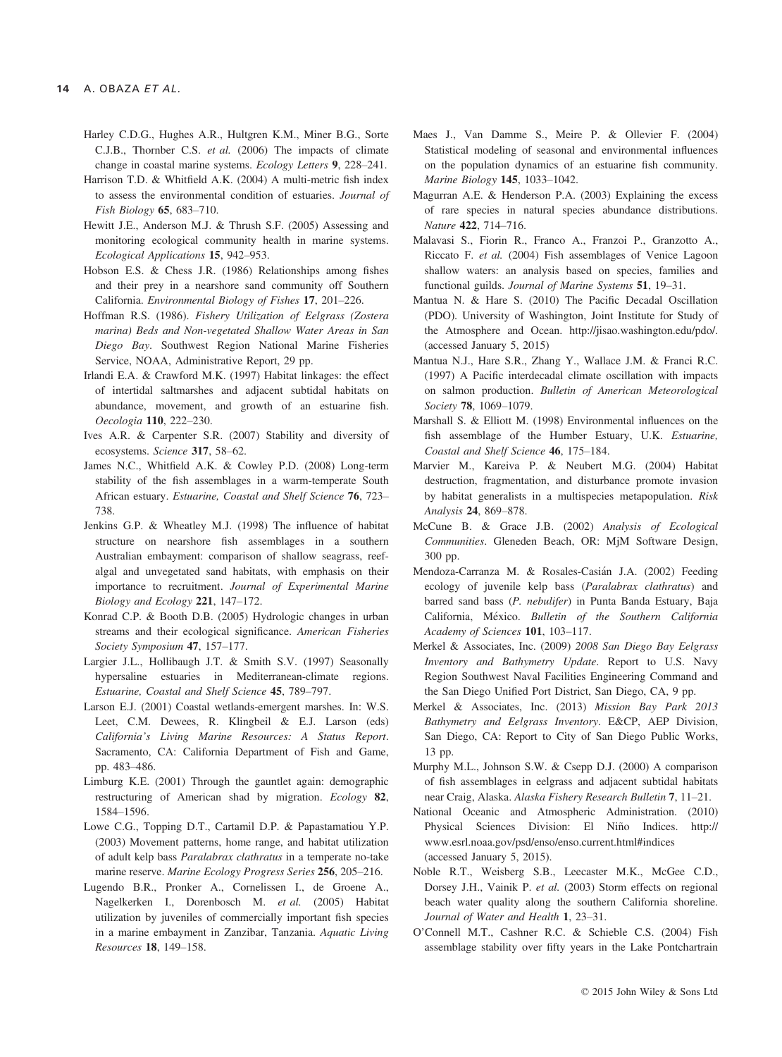Harley C.D.G., Hughes A.R., Hultgren K.M., Miner B.G., Sorte C.J.B., Thornber C.S. *et al.* (2006) The impacts of climate change in coastal marine systems. *Ecology Letters* **9**, 228–241.

Harrison T.D. & Whitfield A.K. (2004) A multi-metric fish index to assess the environmental condition of estuaries. *Journal of Fish Biology* **65**, 683–710.

Hewitt J.E., Anderson M.J. & Thrush S.F. (2005) Assessing and monitoring ecological community health in marine systems. *Ecological Applications* **15**, 942–953.

Hobson E.S. & Chess J.R. (1986) Relationships among fishes and their prey in a nearshore sand community off Southern California. *Environmental Biology of Fishes* **17**, 201–226.

Hoffman R.S. (1986). *Fishery Utilization of Eelgrass (Zostera marina) Beds and Non-vegetated Shallow Water Areas in San Diego Bay*. Southwest Region National Marine Fisheries Service, NOAA, Administrative Report, 29 pp.

Irlandi E.A. & Crawford M.K. (1997) Habitat linkages: the effect of intertidal saltmarshes and adjacent subtidal habitats on abundance, movement, and growth of an estuarine fish. *Oecologia* **110**, 222–230.

Ives A.R. & Carpenter S.R. (2007) Stability and diversity of ecosystems. *Science* **317**, 58–62.

James N.C., Whitfield A.K. & Cowley P.D. (2008) Long-term stability of the fish assemblages in a warm-temperate South African estuary. *Estuarine, Coastal and Shelf Science* **76**, 723–738.

Jenkins G.P. & Wheatley M.J. (1998) The influence of habitat structure on nearshore fish assemblages in a southern Australian embayment: comparison of shallow seagrass, reef-algal and unvegetated sand habitats, with emphasis on their importance to recruitment. *Journal of Experimental Marine Biology and Ecology* **221**, 147–172.

Konrad C.P. & Booth D.B. (2005) Hydrologic changes in urban streams and their ecological significance. *American Fisheries Society Symposium* **47**, 157–177.

Largier J.L., Hollibaugh J.T. & Smith S.V. (1997) Seasonally hypersaline estuaries in Mediterranean-climate regions. *Estuarine, Coastal and Shelf Science* **45**, 789–797.

Larson E.J. (2001) Coastal wetlands-emergent marshes. In: W.S. Leet, C.M. Dewees, R. Klingbeil & E.J. Larson (eds) *California's Living Marine Resources: A Status Report*. Sacramento, CA: California Department of Fish and Game, pp. 483–486.

Limburg K.E. (2001) Through the gauntlet again: demographic restructuring of American shad by migration. *Ecology* **82**, 1584–1596.

Lowe C.G., Topping D.T., Cartamil D.P. & Papastamatiou Y.P. (2003) Movement patterns, home range, and habitat utilization of adult kelp bass *Paralabrax clathratus* in a temperate no-take marine reserve. *Marine Ecology Progress Series* **256**, 205–216.

Lugendo B.R., Pronker A., Cornelissen I., de Groene A., Nagelkerken I., Dorenbosch M. *et al.* (2005) Habitat utilization by juveniles of commercially important fish species in a marine embayment in Zanzibar, Tanzania. *Aquatic Living Resources* **18**, 149–158.

Maes J., Van Damme S., Meire P. & Ollevier F. (2004) Statistical modeling of seasonal and environmental influences on the population dynamics of an estuarine fish community. *Marine Biology* **145**, 1033–1042.

Magurran A.E. & Henderson P.A. (2003) Explaining the excess of rare species in natural species abundance distributions. *Nature* **422**, 714–716.

Malavasi S., Fiorin R., Franco A., Franzoi P., Granzotto A., Riccato F. *et al.* (2004) Fish assemblages of Venice Lagoon shallow waters: an analysis based on species, families and functional guilds. *Journal of Marine Systems* **51**, 19–31.

Mantua N. & Hare S. (2010) The Pacific Decadal Oscillation (PDO). University of Washington, Joint Institute for Study of the Atmosphere and Ocean. http://jisao.washington.edu/pdo/. (accessed January 5, 2015)

Mantua N.J., Hare S.R., Zhang Y., Wallace J.M. & Franci R.C. (1997) A Pacific interdecadal climate oscillation with impacts on salmon production. *Bulletin of American Meteorological Society* **78**, 1069–1079.

Marshall S. & Elliott M. (1998) Environmental influences on the fish assemblage of the Humber Estuary, U.K. *Estuarine, Coastal and Shelf Science* **46**, 175–184.

Marvier M., Kareiva P. & Neubert M.G. (2004) Habitat destruction, fragmentation, and disturbance promote invasion by habitat generalists in a multispecies metapopulation. *Risk Analysis* **24**, 869–878.

McCune B. & Grace J.B. (2002) *Analysis of Ecological Communities*. Gleneden Beach, OR: MjM Software Design, 300 pp.

Mendoza-Carranza M. & Rosales-Casián J.A. (2002) Feeding ecology of juvenile kelp bass (*Paralabrax clathratus*) and barred sand bass (*P. nebulifer*) in Punta Banda Estuary, Baja California, México. *Bulletin of the Southern California Academy of Sciences* **101**, 103–117.

Merkel & Associates, Inc. (2009) *2008 San Diego Bay Eelgrass Inventory and Bathymetry Update*. Report to U.S. Navy Region Southwest Naval Facilities Engineering Command and the San Diego Unified Port District, San Diego, CA, 9 pp.

Merkel & Associates, Inc. (2013) *Mission Bay Park 2013 Bathymetry and Eelgrass Inventory*. E&CP, AEP Division, San Diego, CA: Report to City of San Diego Public Works, 13 pp.

Murphy M.L., Johnson S.W. & Csepp D.J. (2000) A comparison of fish assemblages in eelgrass and adjacent subtidal habitats near Craig, Alaska. *Alaska Fishery Research Bulletin* **7**, 11–21.

National Oceanic and Atmospheric Administration. (2010) Physical Sciences Division: El Niño Indices. http://www.esrl.noaa.gov/psd/enso/enso.current.html#indices (accessed January 5, 2015).

Noble R.T., Weisberg S.B., Leecaster M.K., McGee C.D., Dorsey J.H., Vainik P. *et al.* (2003) Storm effects on regional beach water quality along the southern California shoreline. *Journal of Water and Health* **1**, 23–31.

O'Connell M.T., Cashner R.C. & Schieble C.S. (2004) Fish assemblage stability over fifty years in the Lake Pontchartrain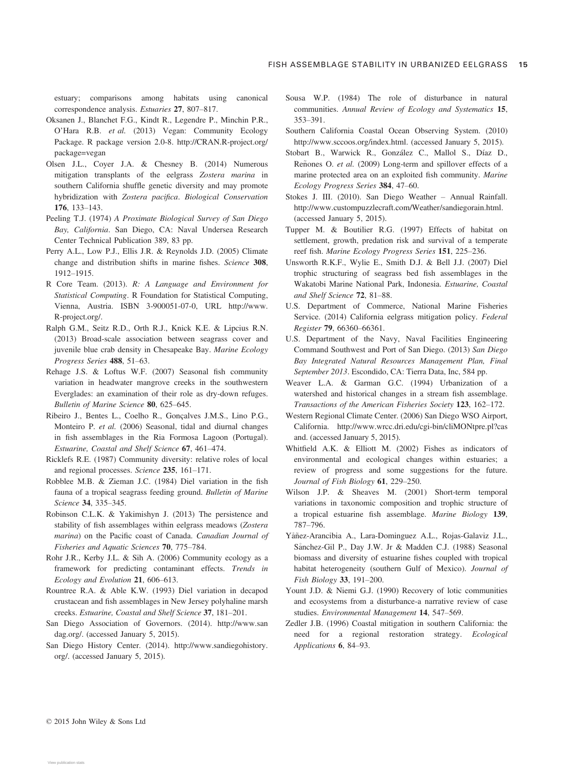estuary; comparisons among habitats using canonical correspondence analysis. *Estuaries* **27**, 807–817.

Oksanen J., Blanchet F.G., Kindt R., Legendre P., Minchin P.R., O'Hara R.B. *et al.* (2013) Vegan: Community Ecology Package. R package version 2.0-8. http://CRAN.R-project.org/package=vegan

Olsen J.L., Coyer J.A. & Chesney B. (2014) Numerous mitigation transplants of the eelgrass *Zostera marina* in southern California shuffle genetic diversity and may promote hybridization with *Zostera pacifica*. *Biological Conservation* **176**, 133–143.

Peeling T.J. (1974) *A Proximate Biological Survey of San Diego Bay, California*. San Diego, CA: Naval Undersea Research Center Technical Publication 389, 83 pp.

Perry A.L., Low P.J., Ellis J.R. & Reynolds J.D. (2005) Climate change and distribution shifts in marine fishes. *Science* **308**, 1912–1915.

R Core Team. (2013). *R: A Language and Environment for Statistical Computing*. R Foundation for Statistical Computing, Vienna, Austria. ISBN 3-900051-07-0, URL http://www.R-project.org/.

Ralph G.M., Seitz R.D., Orth R.J., Knick K.E. & Lipcius R.N. (2013) Broad-scale association between seagrass cover and juvenile blue crab density in Chesapeake Bay. *Marine Ecology Progress Series* **488**, 51–63.

Rehage J.S. & Loftus W.F. (2007) Seasonal fish community variation in headwater mangrove creeks in the southwestern Everglades: an examination of their role as dry-down refuges. *Bulletin of Marine Science* **80**, 625–645.

Ribeiro J., Bentes L., Coelho R., Gonçalves J.M.S., Lino P.G., Monteiro P. *et al.* (2006) Seasonal, tidal and diurnal changes in fish assemblages in the Ria Formosa Lagoon (Portugal). *Estuarine, Coastal and Shelf Science* **67**, 461–474.

Ricklefs R.E. (1987) Community diversity: relative roles of local and regional processes. *Science* **235**, 161–171.

Robblee M.B. & Zieman J.C. (1984) Diel variation in the fish fauna of a tropical seagrass feeding ground. *Bulletin of Marine Science* **34**, 335–345.

Robinson C.L.K. & Yakimishyn J. (2013) The persistence and stability of fish assemblages within eelgrass meadows (*Zostera marina*) on the Pacific coast of Canada. *Canadian Journal of Fisheries and Aquatic Sciences* **70**, 775–784.

Rohr J.R., Kerby J.L. & Sih A. (2006) Community ecology as a framework for predicting contaminant effects. *Trends in Ecology and Evolution* **21**, 606–613.

Rountree R.A. & Able K.W. (1993) Diel variation in decapod crustacean and fish assemblages in New Jersey polyhaline marsh creeks. *Estuarine, Coastal and Shelf Science* **37**, 181–201.

San Diego Association of Governors. (2014). http://www.sandag.org/. (accessed January 5, 2015).

San Diego History Center. (2014). http://www.sandiegohistory.org/. (accessed January 5, 2015).

Sousa W.P. (1984) The role of disturbance in natural communities. *Annual Review of Ecology and Systematics* **15**, 353–391.

Southern California Coastal Ocean Observing System. (2010) http://www.sccoos.org/index.html. (accessed January 5, 2015).

Stobart B., Warwick R., González C., Mallol S., Díaz D., Reñones O. *et al.* (2009) Long-term and spillover effects of a marine protected area on an exploited fish community. *Marine Ecology Progress Series* **384**, 47–60.

Stokes J. III. (2010). San Diego Weather – Annual Rainfall. http://www.custompuzzlecraft.com/Weather/sandiegorain.html. (accessed January 5, 2015).

Tupper M. & Boutilier R.G. (1997) Effects of habitat on settlement, growth, predation risk and survival of a temperate reef fish. *Marine Ecology Progress Series* **151**, 225–236.

Unsworth R.K.F., Wylie E., Smith D.J. & Bell J.J. (2007) Diel trophic structuring of seagrass bed fish assemblages in the Wakatobi Marine National Park, Indonesia. *Estuarine, Coastal and Shelf Science* **72**, 81–88.

U.S. Department of Commerce, National Marine Fisheries Service. (2014) California eelgrass mitigation policy. *Federal Register* **79**, 66360–66361.

U.S. Department of the Navy, Naval Facilities Engineering Command Southwest and Port of San Diego. (2013) *San Diego Bay Integrated Natural Resources Management Plan, Final September 2013*. Escondido, CA: Tierra Data, Inc, 584 pp.

Weaver L.A. & Garman G.C. (1994) Urbanization of a watershed and historical changes in a stream fish assemblage. *Transactions of the American Fisheries Society* **123**, 162–172.

Western Regional Climate Center. (2006) San Diego WSO Airport, California. http://www.wrcc.dri.edu/cgi-bin/cliMONtpre.pl?casand. (accessed January 5, 2015).

Whitfield A.K. & Elliott M. (2002) Fishes as indicators of environmental and ecological changes within estuaries; a review of progress and some suggestions for the future. *Journal of Fish Biology* **61**, 229–250.

Wilson J.P. & Sheaves M. (2001) Short-term temporal variations in taxonomic composition and trophic structure of a tropical estuarine fish assemblage. *Marine Biology* **139**, 787–796.

Yáñez-Arancibia A., Lara-Dominguez A.L., Rojas-Galaviz J.L., Sánchez-Gil P., Day J.W. Jr & Madden C.J. (1988) Seasonal biomass and diversity of estuarine fishes coupled with tropical habitat heterogeneity (southern Gulf of Mexico). *Journal of Fish Biology* **33**, 191–200.

Yount J.D. & Niemi G.J. (1990) Recovery of lotic communities and ecosystems from a disturbance-a narrative review of case studies. *Environmental Management* **14**, 547–569.

Zedler J.B. (1996) Coastal mitigation in southern California: the need for a regional restoration strategy. *Ecological Applications* **6**, 84–93.